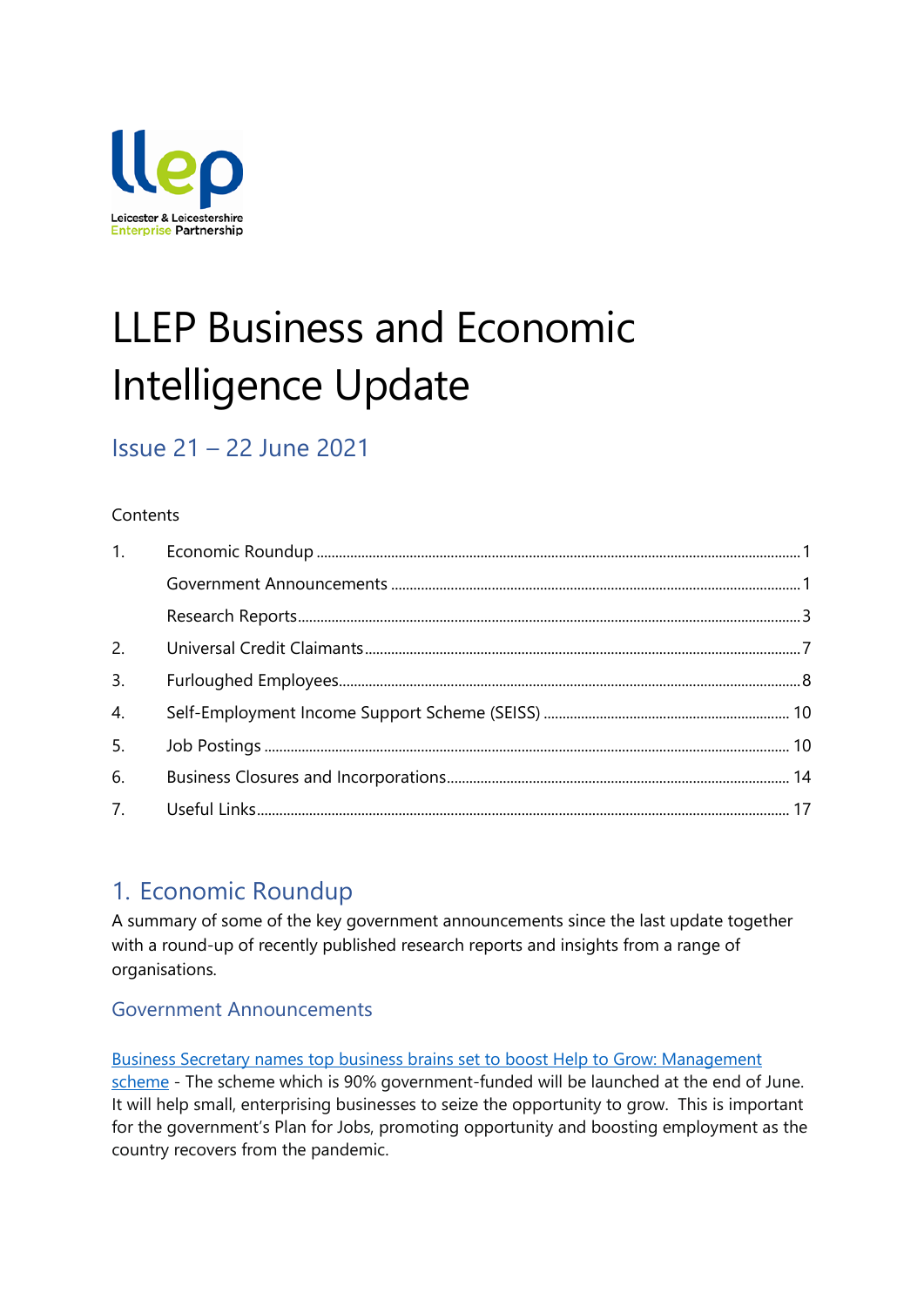# LLEP Business and Economic Intelligence Update

## Issue 21 – 22 June 2021

Contents

| | | |
|---|---|---|
| 1. | Economic Roundup | 1 |
| | Government Announcements | 1 |
| | Research Reports | 3 |
| 2. | Universal Credit Claimants | 7 |
| 3. | Furloughed Employees | 8 |
| 4. | Self-Employment Income Support Scheme (SEISS) | 10 |
| 5. | Job Postings | 10 |
| 6. | Business Closures and Incorporations | 14 |
| 7. | Useful Links | 17 |

## 1. Economic Roundup

A summary of some of the key government announcements since the last update together with a round-up of recently published research reports and insights from a range of organisations.

### Government Announcements

Business Secretary names top business brains set to boost Help to Grow: Management scheme - The scheme which is 90% government-funded will be launched at the end of June. It will help small, enterprising businesses to seize the opportunity to grow. This is important for the government's Plan for Jobs, promoting opportunity and boosting employment as the country recovers from the pandemic.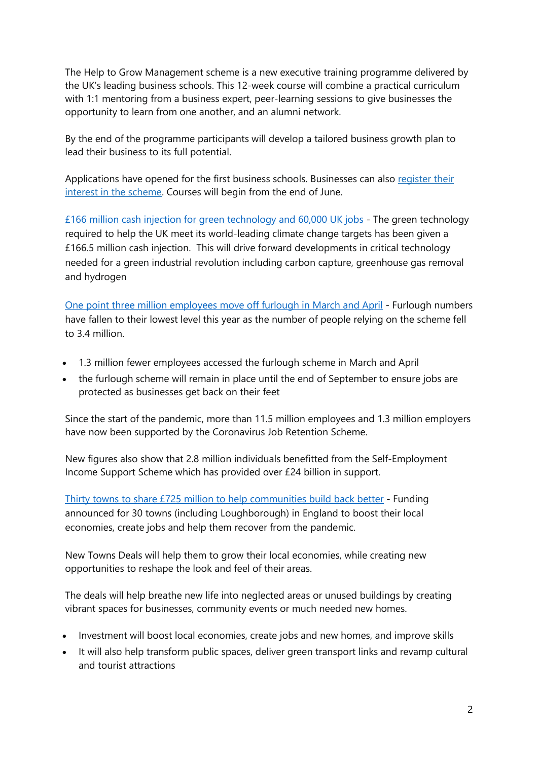The Help to Grow Management scheme is a new executive training programme delivered by the UK's leading business schools. This 12-week course will combine a practical curriculum with 1:1 mentoring from a business expert, peer-learning sessions to give businesses the opportunity to learn from one another, and an alumni network.

By the end of the programme participants will develop a tailored business growth plan to lead their business to its full potential.

Applications have opened for the first business schools. Businesses can also register their interest in the scheme. Courses will begin from the end of June.

£166 million cash injection for green technology and 60,000 UK jobs - The green technology required to help the UK meet its world-leading climate change targets has been given a £166.5 million cash injection. This will drive forward developments in critical technology needed for a green industrial revolution including carbon capture, greenhouse gas removal and hydrogen

One point three million employees move off furlough in March and April - Furlough numbers have fallen to their lowest level this year as the number of people relying on the scheme fell to 3.4 million.

- 1.3 million fewer employees accessed the furlough scheme in March and April
- the furlough scheme will remain in place until the end of September to ensure jobs are protected as businesses get back on their feet

Since the start of the pandemic, more than 11.5 million employees and 1.3 million employers have now been supported by the Coronavirus Job Retention Scheme.

New figures also show that 2.8 million individuals benefitted from the Self-Employment Income Support Scheme which has provided over £24 billion in support.

Thirty towns to share £725 million to help communities build back better - Funding announced for 30 towns (including Loughborough) in England to boost their local economies, create jobs and help them recover from the pandemic.

New Towns Deals will help them to grow their local economies, while creating new opportunities to reshape the look and feel of their areas.

The deals will help breathe new life into neglected areas or unused buildings by creating vibrant spaces for businesses, community events or much needed new homes.

- Investment will boost local economies, create jobs and new homes, and improve skills
- It will also help transform public spaces, deliver green transport links and revamp cultural and tourist attractions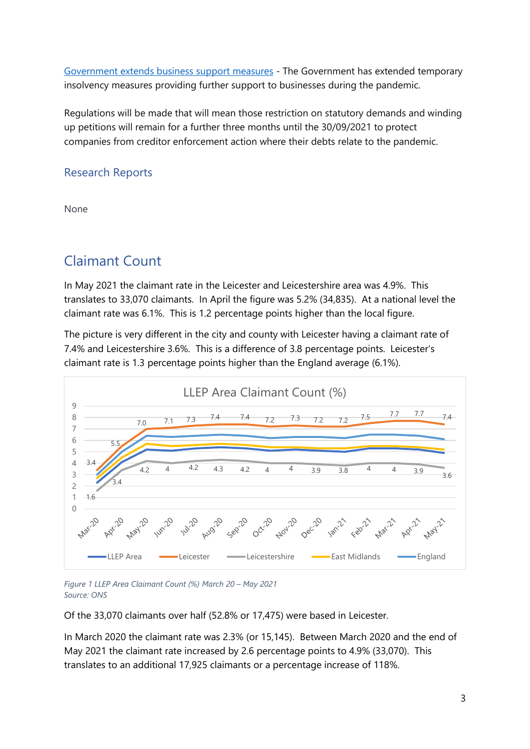[Government extends business support measures](#) - The Government has extended temporary insolvency measures providing further support to businesses during the pandemic.

Regulations will be made that will mean those restriction on statutory demands and winding up petitions will remain for a further three months until the 30/09/2021 to protect companies from creditor enforcement action where their debts relate to the pandemic.

## Research Reports

None

# Claimant Count

In May 2021 the claimant rate in the Leicester and Leicestershire area was 4.9%. This translates to 33,070 claimants. In April the figure was 5.2% (34,835). At a national level the claimant rate was 6.1%. This is 1.2 percentage points higher than the local figure.

The picture is very different in the city and county with Leicester having a claimant rate of 7.4% and Leicestershire 3.6%. This is a difference of 3.8 percentage points. Leicester's claimant rate is 1.3 percentage points higher than the England average (6.1%).

*Figure 1 LLEP Area Claimant Count (%) March 20 – May 2021*
*Source: ONS*

Of the 33,070 claimants over half (52.8% or 17,475) were based in Leicester.

In March 2020 the claimant rate was 2.3% (or 15,145). Between March 2020 and the end of May 2021 the claimant rate increased by 2.6 percentage points to 4.9% (33,070). This translates to an additional 17,925 claimants or a percentage increase of 118%.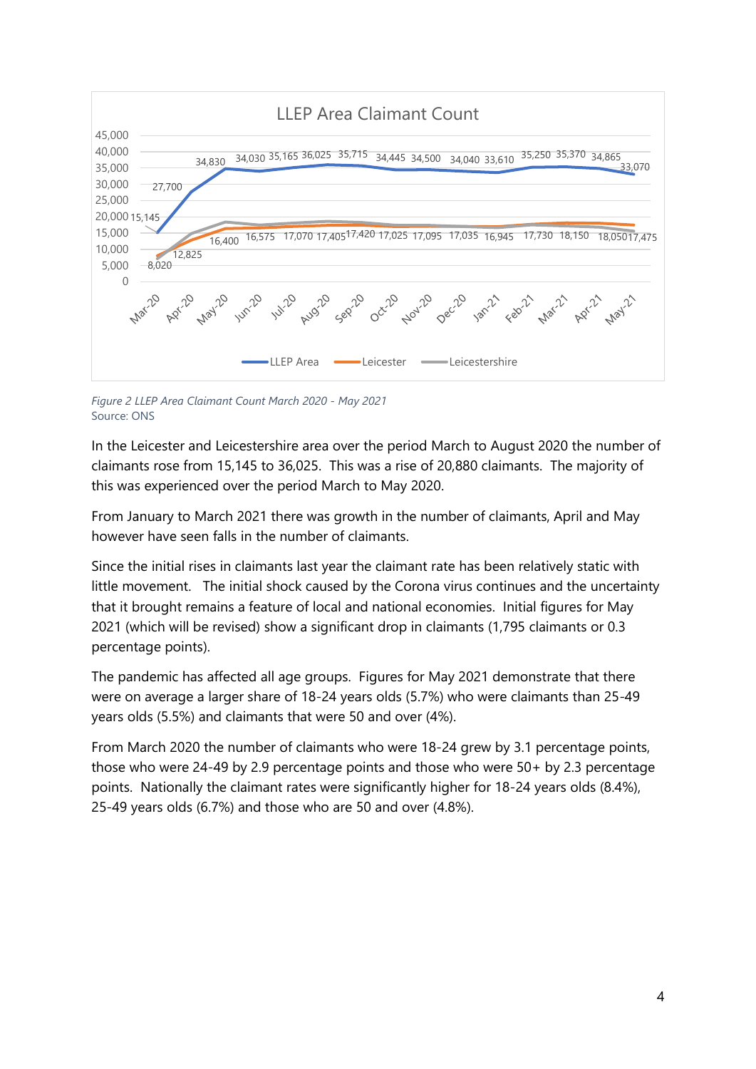*Figure 2 LLEP Area Claimant Count March 2020 - May 2021*
Source: ONS

In the Leicester and Leicestershire area over the period March to August 2020 the number of claimants rose from 15,145 to 36,025. This was a rise of 20,880 claimants. The majority of this was experienced over the period March to May 2020.

From January to March 2021 there was growth in the number of claimants, April and May however have seen falls in the number of claimants.

Since the initial rises in claimants last year the claimant rate has been relatively static with little movement. The initial shock caused by the Corona virus continues and the uncertainty that it brought remains a feature of local and national economies. Initial figures for May 2021 (which will be revised) show a significant drop in claimants (1,795 claimants or 0.3 percentage points).

The pandemic has affected all age groups. Figures for May 2021 demonstrate that there were on average a larger share of 18-24 years olds (5.7%) who were claimants than 25-49 years olds (5.5%) and claimants that were 50 and over (4%).

From March 2020 the number of claimants who were 18-24 grew by 3.1 percentage points, those who were 24-49 by 2.9 percentage points and those who were 50+ by 2.3 percentage points. Nationally the claimant rates were significantly higher for 18-24 years olds (8.4%), 25-49 years olds (6.7%) and those who are 50 and over (4.8%).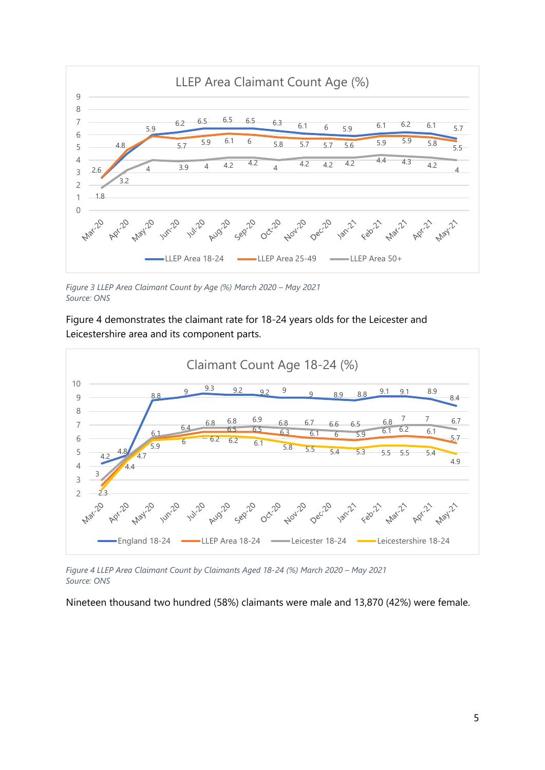*Figure 3 LLEP Area Claimant Count by Age (%) March 2020 – May 2021*
*Source: ONS*

Figure 4 demonstrates the claimant rate for 18-24 years olds for the Leicester and Leicestershire area and its component parts.

*Figure 4 LLEP Area Claimant Count by Claimants Aged 18-24 (%) March 2020 – May 2021*
*Source: ONS*

Nineteen thousand two hundred (58%) claimants were male and 13,870 (42%) were female.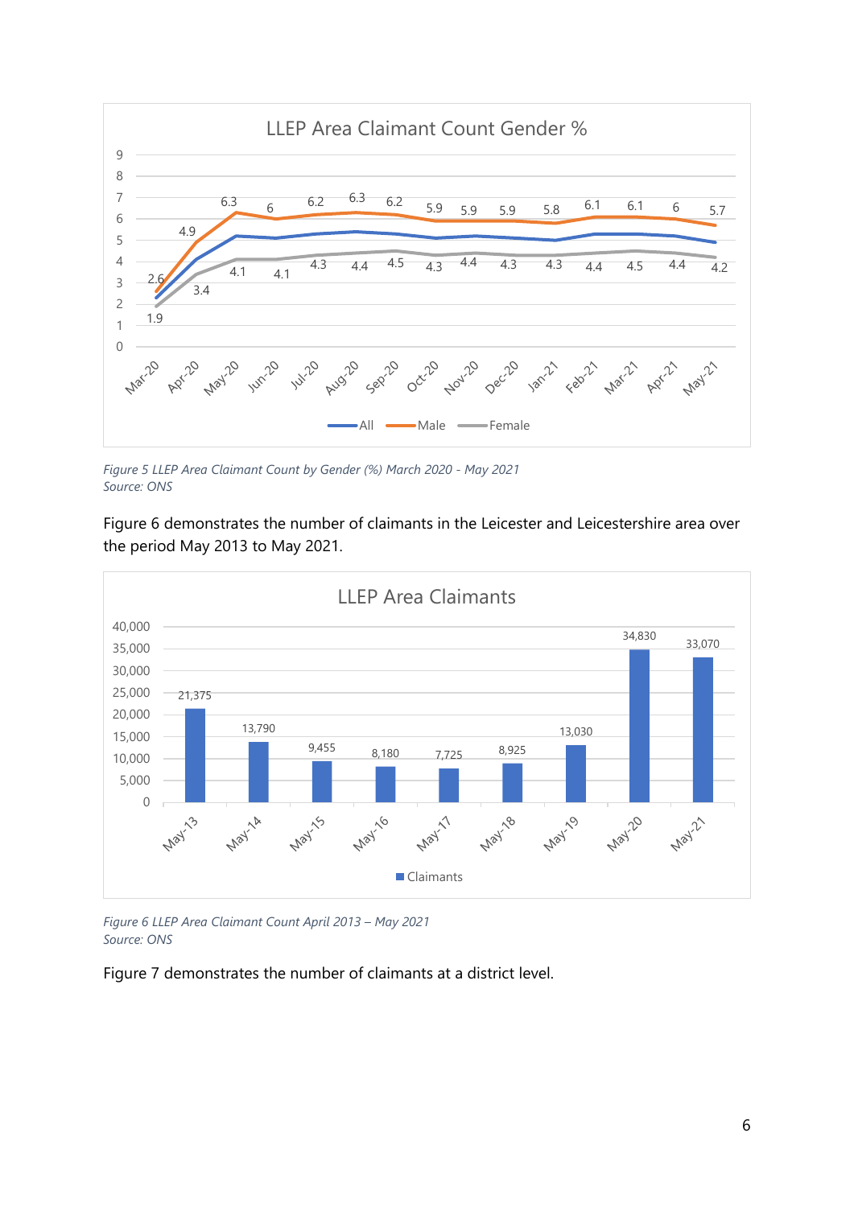*Figure 5 LLEP Area Claimant Count by Gender (%) March 2020 - May 2021*
*Source: ONS*

Figure 6 demonstrates the number of claimants in the Leicester and Leicestershire area over the period May 2013 to May 2021.

*Figure 6 LLEP Area Claimant Count April 2013 – May 2021*
*Source: ONS*

Figure 7 demonstrates the number of claimants at a district level.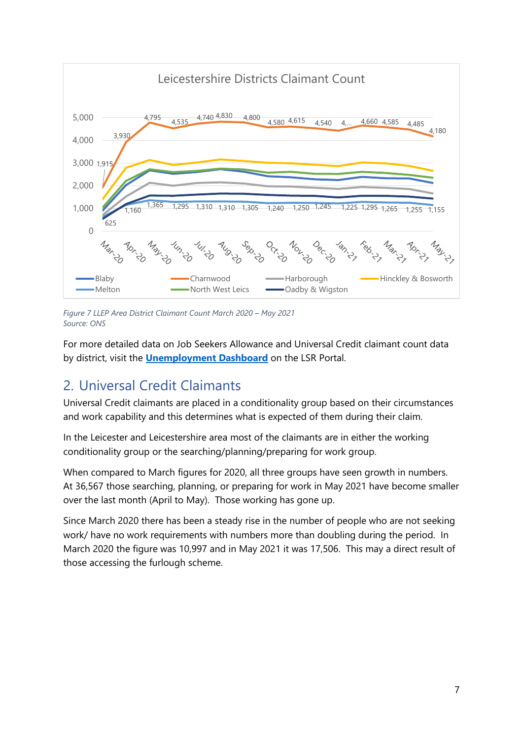*Figure 7 LLEP Area District Claimant Count March 2020 – May 2021*
*Source: ONS*

For more detailed data on Job Seekers Allowance and Universal Credit claimant count data by district, visit the **[Unemployment Dashboard]** on the LSR Portal.

## 2. Universal Credit Claimants

Universal Credit claimants are placed in a conditionality group based on their circumstances and work capability and this determines what is expected of them during their claim.

In the Leicester and Leicestershire area most of the claimants are in either the working conditionality group or the searching/planning/preparing for work group.

When compared to March figures for 2020, all three groups have seen growth in numbers. At 36,567 those searching, planning, or preparing for work in May 2021 have become smaller over the last month (April to May). Those working has gone up.

Since March 2020 there has been a steady rise in the number of people who are not seeking work/ have no work requirements with numbers more than doubling during the period. In March 2020 the figure was 10,997 and in May 2021 it was 17,506. This may a direct result of those accessing the furlough scheme.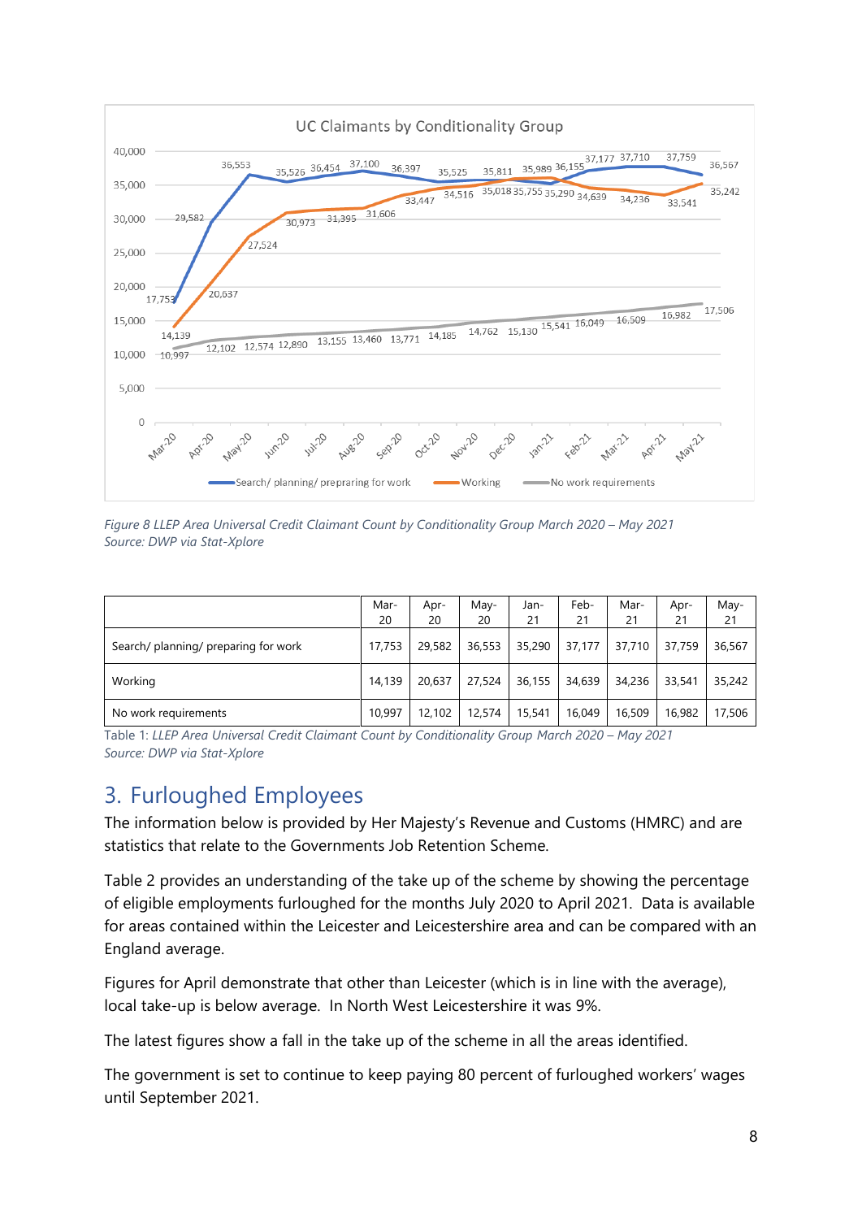Figure 8 LLEP Area Universal Credit Claimant Count by Conditionality Group March 2020 – May 2021
Source: DWP via Stat-Xplore

| | Mar-20 | Apr-20 | May-20 | Jan-21 | Feb-21 | Mar-21 | Apr-21 | May-21 |
|---|---|---|---|---|---|---|---|---|
| Search/ planning/ preparing for work | 17,753 | 29,582 | 36,553 | 35,290 | 37,177 | 37,710 | 37,759 | 36,567 |
| Working | 14,139 | 20,637 | 27,524 | 36,155 | 34,639 | 34,236 | 33,541 | 35,242 |
| No work requirements | 10,997 | 12,102 | 12,574 | 15,541 | 16,049 | 16,509 | 16,982 | 17,506 |

Table 1: *LLEP Area Universal Credit Claimant Count by Conditionality Group March 2020 – May 2021*
*Source: DWP via Stat-Xplore*

## 3. Furloughed Employees

The information below is provided by Her Majesty's Revenue and Customs (HMRC) and are statistics that relate to the Governments Job Retention Scheme.

Table 2 provides an understanding of the take up of the scheme by showing the percentage of eligible employments furloughed for the months July 2020 to April 2021. Data is available for areas contained within the Leicester and Leicestershire area and can be compared with an England average.

Figures for April demonstrate that other than Leicester (which is in line with the average), local take-up is below average. In North West Leicestershire it was 9%.

The latest figures show a fall in the take up of the scheme in all the areas identified.

The government is set to continue to keep paying 80 percent of furloughed workers' wages until September 2021.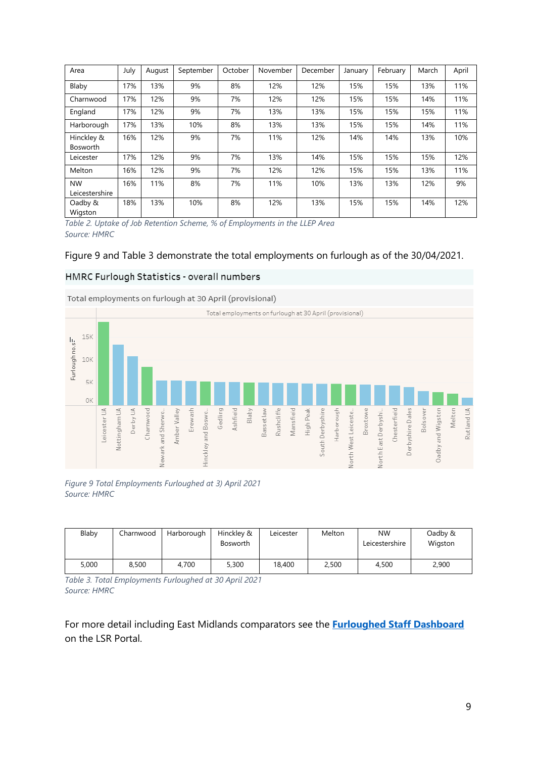| Area | July | August | September | October | November | December | January | February | March | April |
|---|---|---|---|---|---|---|---|---|---|---|
| Blaby | 17% | 13% | 9% | 8% | 12% | 12% | 15% | 15% | 13% | 11% |
| Charnwood | 17% | 12% | 9% | 7% | 12% | 12% | 15% | 15% | 14% | 11% |
| England | 17% | 12% | 9% | 7% | 13% | 13% | 15% | 15% | 15% | 11% |
| Harborough | 17% | 13% | 10% | 8% | 13% | 13% | 15% | 15% | 14% | 11% |
| Hinckley & Bosworth | 16% | 12% | 9% | 7% | 11% | 12% | 14% | 14% | 13% | 10% |
| Leicester | 17% | 12% | 9% | 7% | 13% | 14% | 15% | 15% | 15% | 12% |
| Melton | 16% | 12% | 9% | 7% | 12% | 12% | 15% | 15% | 13% | 11% |
| NW Leicestershire | 16% | 11% | 8% | 7% | 11% | 10% | 13% | 13% | 12% | 9% |
| Oadby & Wigston | 18% | 13% | 10% | 8% | 12% | 13% | 15% | 15% | 14% | 12% |

*Table 2. Uptake of Job Retention Scheme, % of Employments in the LLEP Area*
*Source: HMRC*

Figure 9 and Table 3 demonstrate the total employments on furlough as of the 30/04/2021.

HMRC Furlough Statistics - overall numbers

Total employments on furlough at 30 April (provisional)

*Figure 9 Total Employments Furloughed at 3) April 2021*
*Source: HMRC*

| Blaby | Charnwood | Harborough | Hinckley & Bosworth | Leicester | Melton | NW Leicestershire | Oadby & Wigston |
|---|---|---|---|---|---|---|---|
| 5,000 | 8,500 | 4,700 | 5,300 | 18,400 | 2,500 | 4,500 | 2,900 |

*Table 3. Total Employments Furloughed at 30 April 2021*
*Source: HMRC*

For more detail including East Midlands comparators see the **Furloughed Staff Dashboard** on the LSR Portal.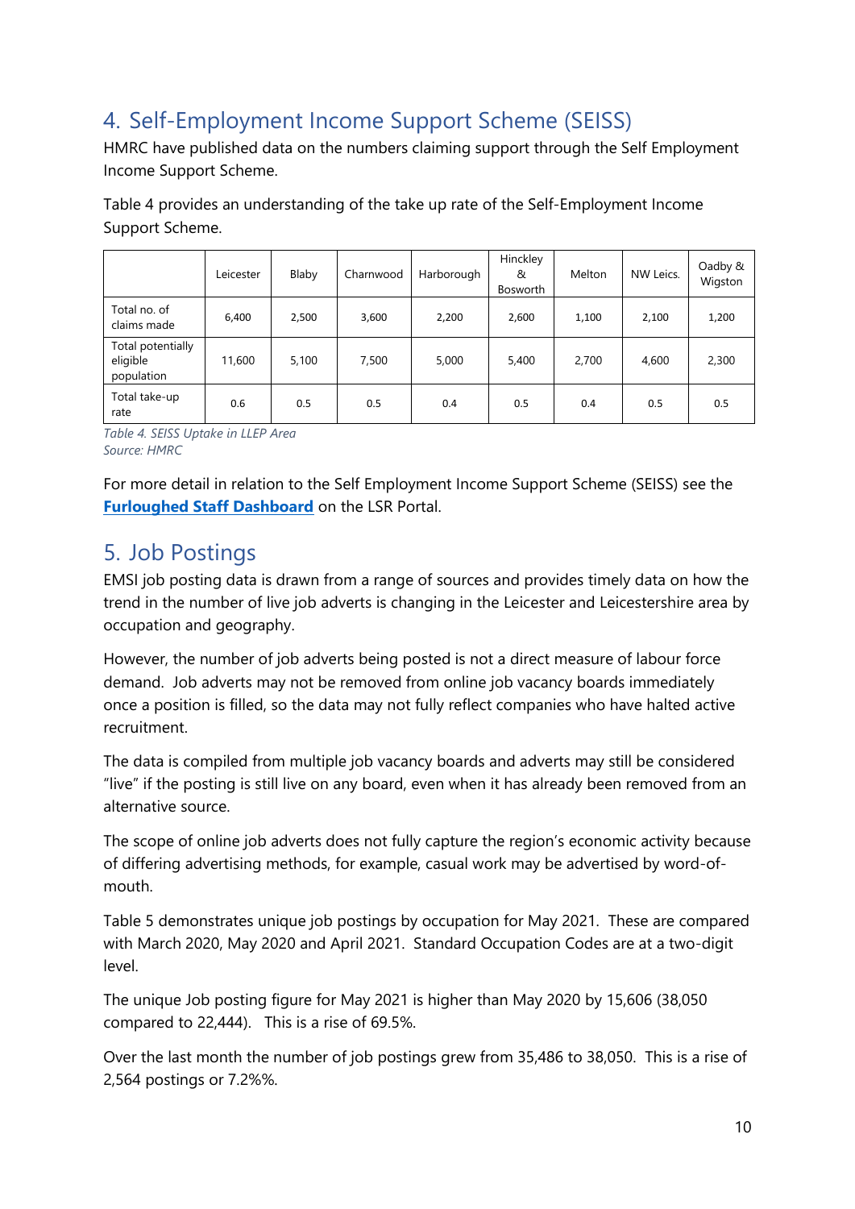## 4. Self-Employment Income Support Scheme (SEISS)

HMRC have published data on the numbers claiming support through the Self Employment Income Support Scheme.

Table 4 provides an understanding of the take up rate of the Self-Employment Income Support Scheme.

| | Leicester | Blaby | Charnwood | Harborough | Hinckley & Bosworth | Melton | NW Leics. | Oadby & Wigston |
|---|---|---|---|---|---|---|---|---|
| Total no. of claims made | 6,400 | 2,500 | 3,600 | 2,200 | 2,600 | 1,100 | 2,100 | 1,200 |
| Total potentially eligible population | 11,600 | 5,100 | 7,500 | 5,000 | 5,400 | 2,700 | 4,600 | 2,300 |
| Total take-up rate | 0.6 | 0.5 | 0.5 | 0.4 | 0.5 | 0.4 | 0.5 | 0.5 |

*Table 4. SEISS Uptake in LLEP Area*
*Source: HMRC*

For more detail in relation to the Self Employment Income Support Scheme (SEISS) see the **Furloughed Staff Dashboard** on the LSR Portal.

## 5. Job Postings

EMSI job posting data is drawn from a range of sources and provides timely data on how the trend in the number of live job adverts is changing in the Leicester and Leicestershire area by occupation and geography.

However, the number of job adverts being posted is not a direct measure of labour force demand. Job adverts may not be removed from online job vacancy boards immediately once a position is filled, so the data may not fully reflect companies who have halted active recruitment.

The data is compiled from multiple job vacancy boards and adverts may still be considered "live" if the posting is still live on any board, even when it has already been removed from an alternative source.

The scope of online job adverts does not fully capture the region's economic activity because of differing advertising methods, for example, casual work may be advertised by word-of-mouth.

Table 5 demonstrates unique job postings by occupation for May 2021. These are compared with March 2020, May 2020 and April 2021. Standard Occupation Codes are at a two-digit level.

The unique Job posting figure for May 2021 is higher than May 2020 by 15,606 (38,050 compared to 22,444). This is a rise of 69.5%.

Over the last month the number of job postings grew from 35,486 to 38,050. This is a rise of 2,564 postings or 7.2%%.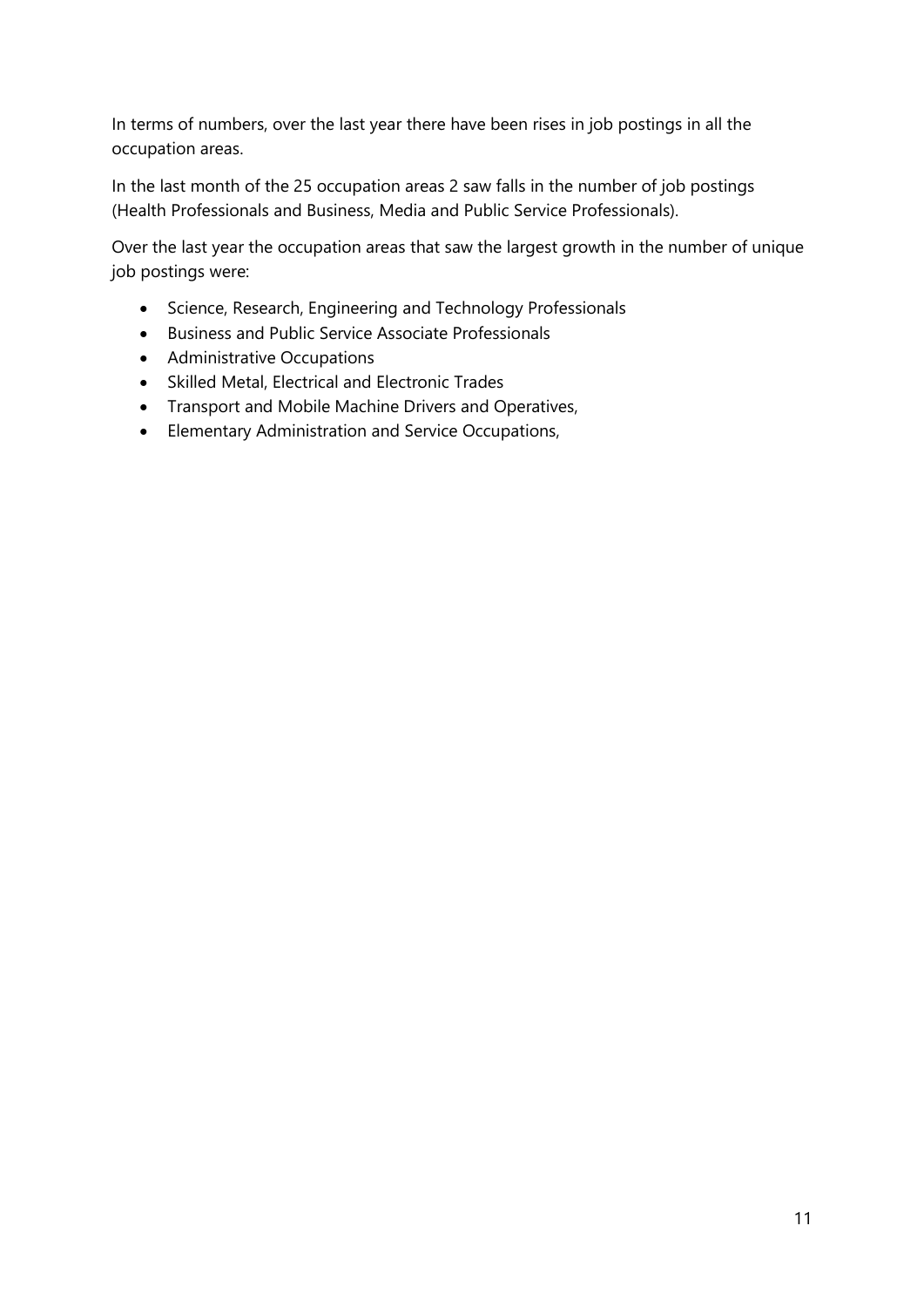In terms of numbers, over the last year there have been rises in job postings in all the occupation areas.

In the last month of the 25 occupation areas 2 saw falls in the number of job postings (Health Professionals and Business, Media and Public Service Professionals).

Over the last year the occupation areas that saw the largest growth in the number of unique job postings were:

- Science, Research, Engineering and Technology Professionals
- Business and Public Service Associate Professionals
- Administrative Occupations
- Skilled Metal, Electrical and Electronic Trades
- Transport and Mobile Machine Drivers and Operatives,
- Elementary Administration and Service Occupations,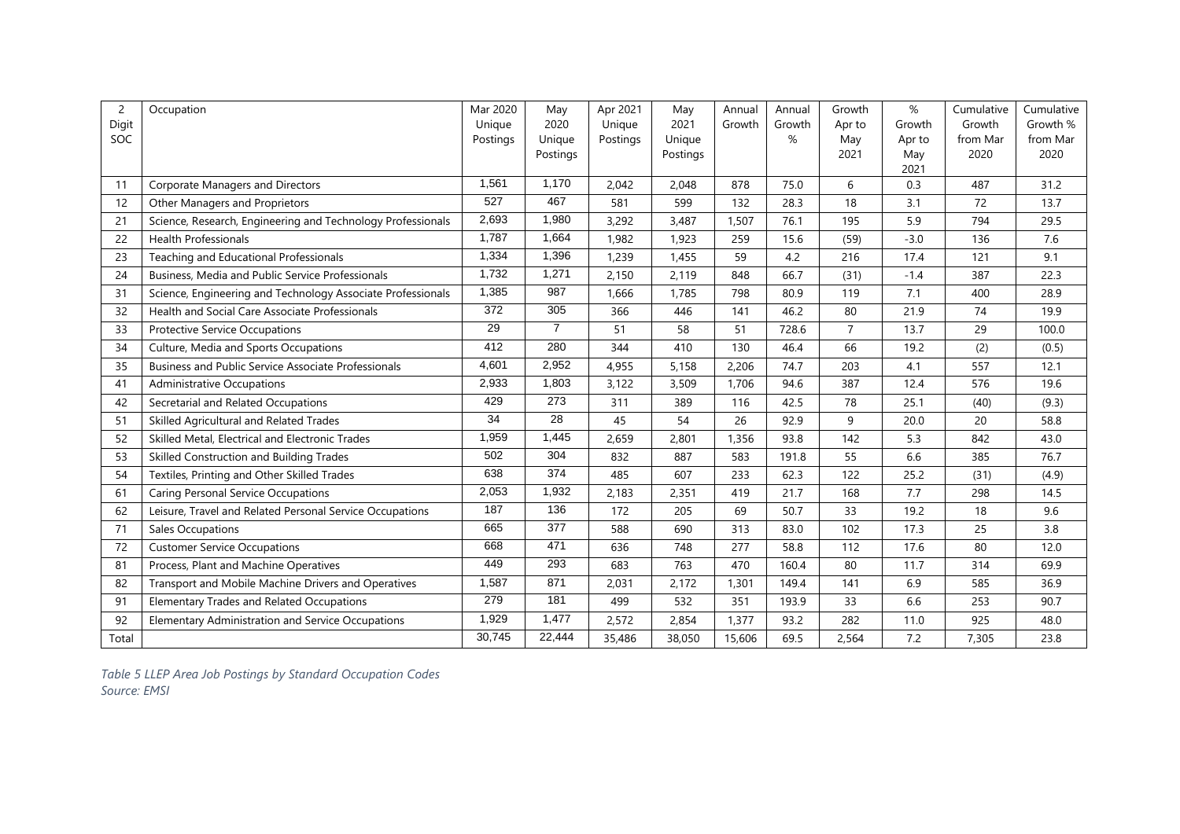| 2 Digit SOC | Occupation | Mar 2020 Unique Postings | May 2020 Unique Postings | Apr 2021 Unique Postings | May 2021 Unique Postings | Annual Growth | Annual Growth % | Growth Apr to May 2021 | % Growth Apr to May 2021 | Cumulative Growth from Mar 2020 | Cumulative Growth % from Mar 2020 |
|---|---|---|---|---|---|---|---|---|---|---|---|
| 11 | Corporate Managers and Directors | 1,561 | 1,170 | 2,042 | 2,048 | 878 | 75.0 | 6 | 0.3 | 487 | 31.2 |
| 12 | Other Managers and Proprietors | 527 | 467 | 581 | 599 | 132 | 28.3 | 18 | 3.1 | 72 | 13.7 |
| 21 | Science, Research, Engineering and Technology Professionals | 2,693 | 1,980 | 3,292 | 3,487 | 1,507 | 76.1 | 195 | 5.9 | 794 | 29.5 |
| 22 | Health Professionals | 1,787 | 1,664 | 1,982 | 1,923 | 259 | 15.6 | (59) | -3.0 | 136 | 7.6 |
| 23 | Teaching and Educational Professionals | 1,334 | 1,396 | 1,239 | 1,455 | 59 | 4.2 | 216 | 17.4 | 121 | 9.1 |
| 24 | Business, Media and Public Service Professionals | 1,732 | 1,271 | 2,150 | 2,119 | 848 | 66.7 | (31) | -1.4 | 387 | 22.3 |
| 31 | Science, Engineering and Technology Associate Professionals | 1,385 | 987 | 1,666 | 1,785 | 798 | 80.9 | 119 | 7.1 | 400 | 28.9 |
| 32 | Health and Social Care Associate Professionals | 372 | 305 | 366 | 446 | 141 | 46.2 | 80 | 21.9 | 74 | 19.9 |
| 33 | Protective Service Occupations | 29 | 7 | 51 | 58 | 51 | 728.6 | 7 | 13.7 | 29 | 100.0 |
| 34 | Culture, Media and Sports Occupations | 412 | 280 | 344 | 410 | 130 | 46.4 | 66 | 19.2 | (2) | (0.5) |
| 35 | Business and Public Service Associate Professionals | 4,601 | 2,952 | 4,955 | 5,158 | 2,206 | 74.7 | 203 | 4.1 | 557 | 12.1 |
| 41 | Administrative Occupations | 2,933 | 1,803 | 3,122 | 3,509 | 1,706 | 94.6 | 387 | 12.4 | 576 | 19.6 |
| 42 | Secretarial and Related Occupations | 429 | 273 | 311 | 389 | 116 | 42.5 | 78 | 25.1 | (40) | (9.3) |
| 51 | Skilled Agricultural and Related Trades | 34 | 28 | 45 | 54 | 26 | 92.9 | 9 | 20.0 | 20 | 58.8 |
| 52 | Skilled Metal, Electrical and Electronic Trades | 1,959 | 1,445 | 2,659 | 2,801 | 1,356 | 93.8 | 142 | 5.3 | 842 | 43.0 |
| 53 | Skilled Construction and Building Trades | 502 | 304 | 832 | 887 | 583 | 191.8 | 55 | 6.6 | 385 | 76.7 |
| 54 | Textiles, Printing and Other Skilled Trades | 638 | 374 | 485 | 607 | 233 | 62.3 | 122 | 25.2 | (31) | (4.9) |
| 61 | Caring Personal Service Occupations | 2,053 | 1,932 | 2,183 | 2,351 | 419 | 21.7 | 168 | 7.7 | 298 | 14.5 |
| 62 | Leisure, Travel and Related Personal Service Occupations | 187 | 136 | 172 | 205 | 69 | 50.7 | 33 | 19.2 | 18 | 9.6 |
| 71 | Sales Occupations | 665 | 377 | 588 | 690 | 313 | 83.0 | 102 | 17.3 | 25 | 3.8 |
| 72 | Customer Service Occupations | 668 | 471 | 636 | 748 | 277 | 58.8 | 112 | 17.6 | 80 | 12.0 |
| 81 | Process, Plant and Machine Operatives | 449 | 293 | 683 | 763 | 470 | 160.4 | 80 | 11.7 | 314 | 69.9 |
| 82 | Transport and Mobile Machine Drivers and Operatives | 1,587 | 871 | 2,031 | 2,172 | 1,301 | 149.4 | 141 | 6.9 | 585 | 36.9 |
| 91 | Elementary Trades and Related Occupations | 279 | 181 | 499 | 532 | 351 | 193.9 | 33 | 6.6 | 253 | 90.7 |
| 92 | Elementary Administration and Service Occupations | 1,929 | 1,477 | 2,572 | 2,854 | 1,377 | 93.2 | 282 | 11.0 | 925 | 48.0 |
| Total | | 30,745 | 22,444 | 35,486 | 38,050 | 15,606 | 69.5 | 2,564 | 7.2 | 7,305 | 23.8 |

*Table 5 LLEP Area Job Postings by Standard Occupation Codes*
*Source: EMSI*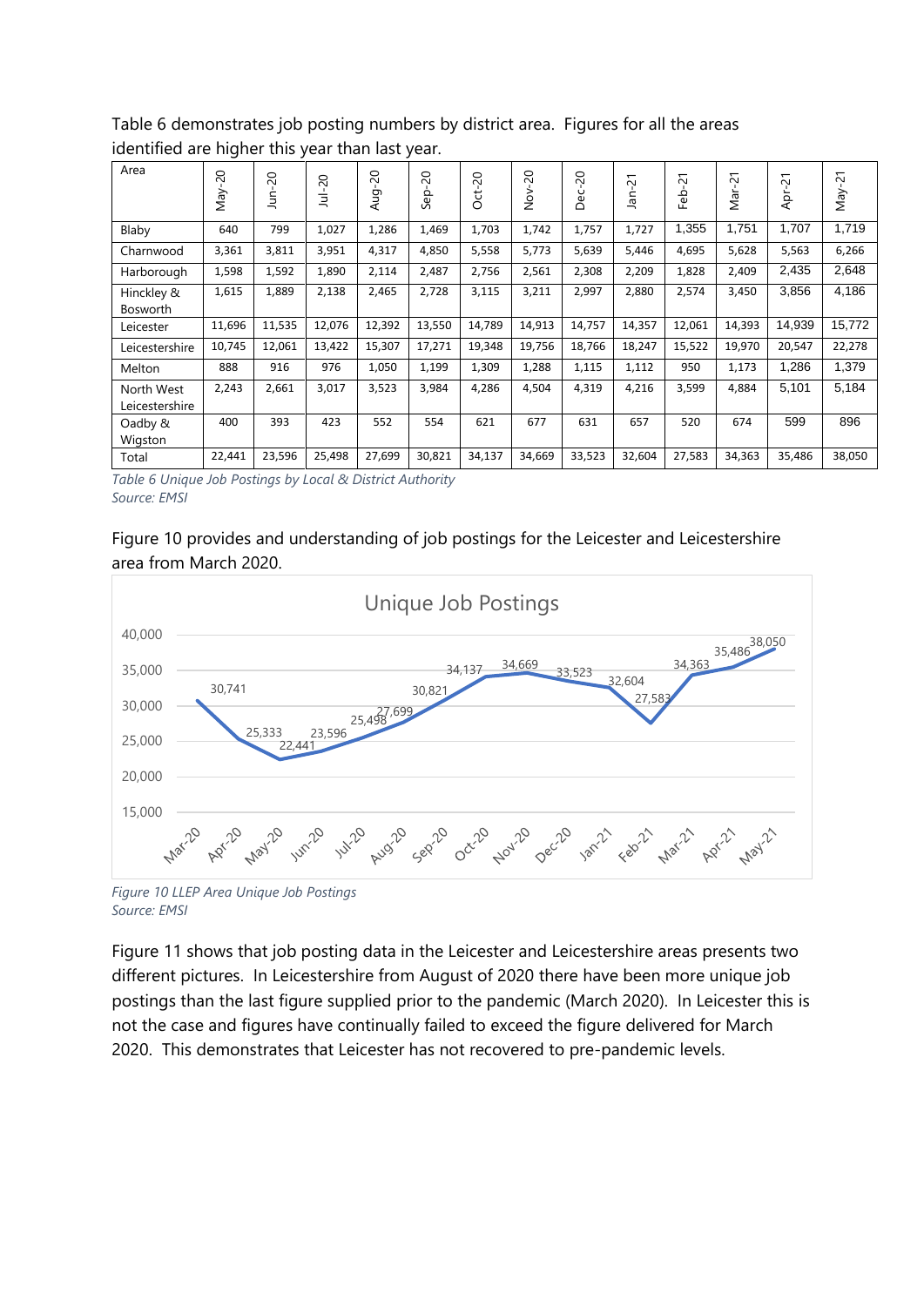Table 6 demonstrates job posting numbers by district area. Figures for all the areas identified are higher this year than last year.

| Area | May-20 | Jun-20 | Jul-20 | Aug-20 | Sep-20 | Oct-20 | Nov-20 | Dec-20 | Jan-21 | Feb-21 | Mar-21 | Apr-21 | May-21 |
|---|---|---|---|---|---|---|---|---|---|---|---|---|---|
| Blaby | 640 | 799 | 1,027 | 1,286 | 1,469 | 1,703 | 1,742 | 1,757 | 1,727 | 1,355 | 1,751 | 1,707 | 1,719 |
| Charnwood | 3,361 | 3,811 | 3,951 | 4,317 | 4,850 | 5,558 | 5,773 | 5,639 | 5,446 | 4,695 | 5,628 | 5,563 | 6,266 |
| Harborough | 1,598 | 1,592 | 1,890 | 2,114 | 2,487 | 2,756 | 2,561 | 2,308 | 2,209 | 1,828 | 2,409 | 2,435 | 2,648 |
| Hinckley & Bosworth | 1,615 | 1,889 | 2,138 | 2,465 | 2,728 | 3,115 | 3,211 | 2,997 | 2,880 | 2,574 | 3,450 | 3,856 | 4,186 |
| Leicester | 11,696 | 11,535 | 12,076 | 12,392 | 13,550 | 14,789 | 14,913 | 14,757 | 14,357 | 12,061 | 14,393 | 14,939 | 15,772 |
| Leicestershire | 10,745 | 12,061 | 13,422 | 15,307 | 17,271 | 19,348 | 19,756 | 18,766 | 18,247 | 15,522 | 19,970 | 20,547 | 22,278 |
| Melton | 888 | 916 | 976 | 1,050 | 1,199 | 1,309 | 1,288 | 1,115 | 1,112 | 950 | 1,173 | 1,286 | 1,379 |
| North West Leicestershire | 2,243 | 2,661 | 3,017 | 3,523 | 3,984 | 4,286 | 4,504 | 4,319 | 4,216 | 3,599 | 4,884 | 5,101 | 5,184 |
| Oadby & Wigston | 400 | 393 | 423 | 552 | 554 | 621 | 677 | 631 | 657 | 520 | 674 | 599 | 896 |
| Total | 22,441 | 23,596 | 25,498 | 27,699 | 30,821 | 34,137 | 34,669 | 33,523 | 32,604 | 27,583 | 34,363 | 35,486 | 38,050 |

*Table 6 Unique Job Postings by Local & District Authority*
*Source: EMSI*

Figure 10 provides and understanding of job postings for the Leicester and Leicestershire area from March 2020.

*Figure 10 LLEP Area Unique Job Postings*
*Source: EMSI*

Figure 11 shows that job posting data in the Leicester and Leicestershire areas presents two different pictures. In Leicestershire from August of 2020 there have been more unique job postings than the last figure supplied prior to the pandemic (March 2020). In Leicester this is not the case and figures have continually failed to exceed the figure delivered for March 2020. This demonstrates that Leicester has not recovered to pre-pandemic levels.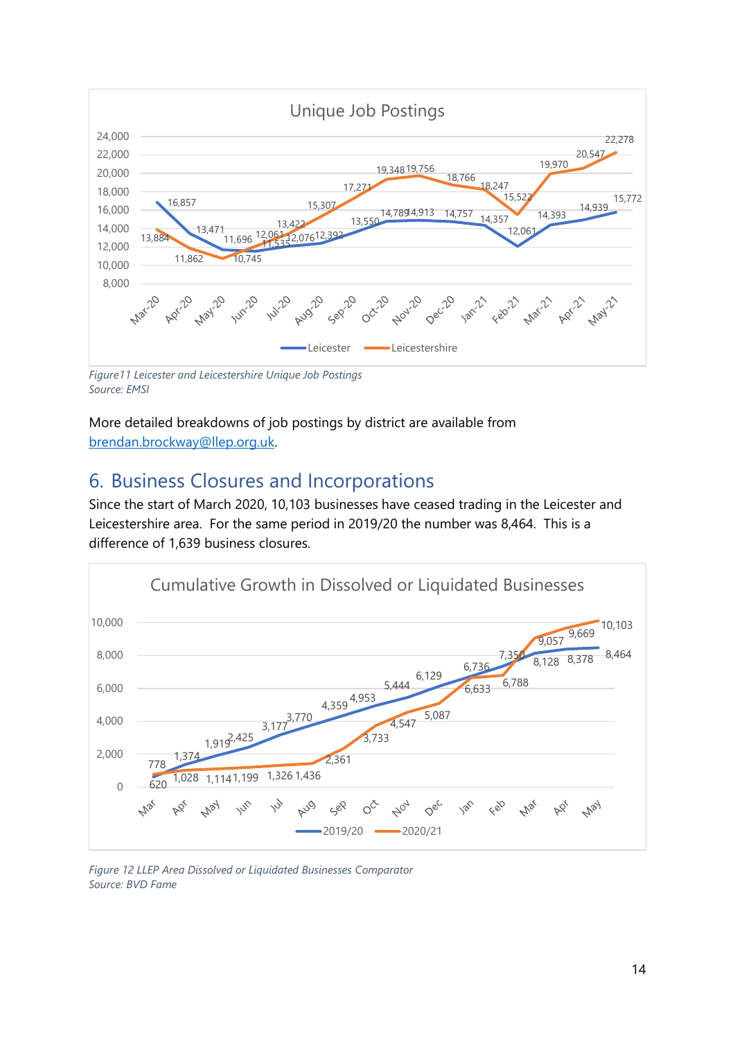*Figure11 Leicester and Leicestershire Unique Job Postings*
*Source: EMSI*

More detailed breakdowns of job postings by district are available from brendan.brockway@llep.org.uk.

## 6. Business Closures and Incorporations

Since the start of March 2020, 10,103 businesses have ceased trading in the Leicester and Leicestershire area. For the same period in 2019/20 the number was 8,464. This is a difference of 1,639 business closures.

*Figure 12 LLEP Area Dissolved or Liquidated Businesses Comparator*
*Source: BVD Fame*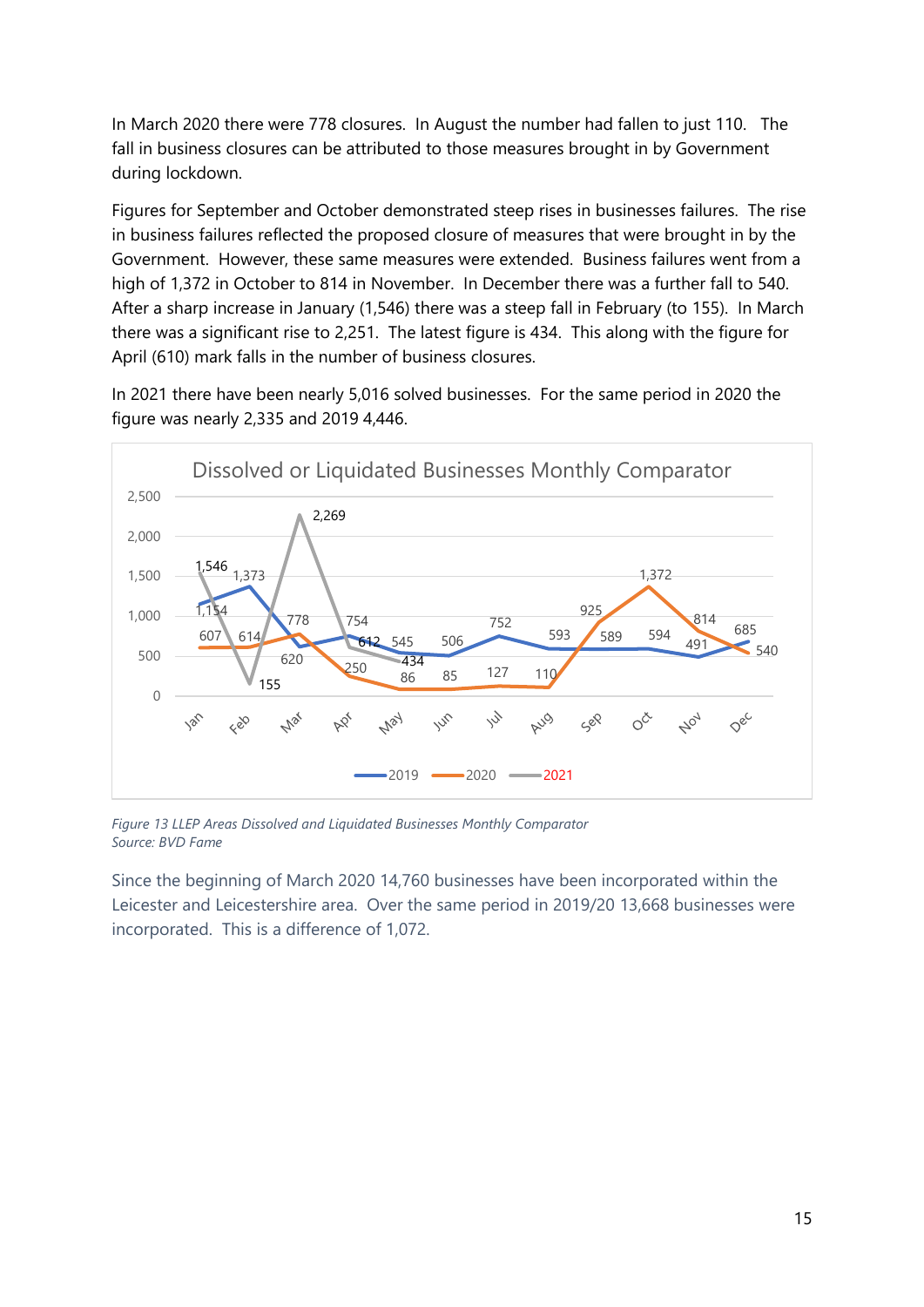In March 2020 there were 778 closures. In August the number had fallen to just 110. The fall in business closures can be attributed to those measures brought in by Government during lockdown.

Figures for September and October demonstrated steep rises in businesses failures. The rise in business failures reflected the proposed closure of measures that were brought in by the Government. However, these same measures were extended. Business failures went from a high of 1,372 in October to 814 in November. In December there was a further fall to 540. After a sharp increase in January (1,546) there was a steep fall in February (to 155). In March there was a significant rise to 2,251. The latest figure is 434. This along with the figure for April (610) mark falls in the number of business closures.

In 2021 there have been nearly 5,016 solved businesses. For the same period in 2020 the figure was nearly 2,335 and 2019 4,446.

*Figure 13 LLEP Areas Dissolved and Liquidated Businesses Monthly Comparator*
*Source: BVD Fame*

Since the beginning of March 2020 14,760 businesses have been incorporated within the Leicester and Leicestershire area. Over the same period in 2019/20 13,668 businesses were incorporated. This is a difference of 1,072.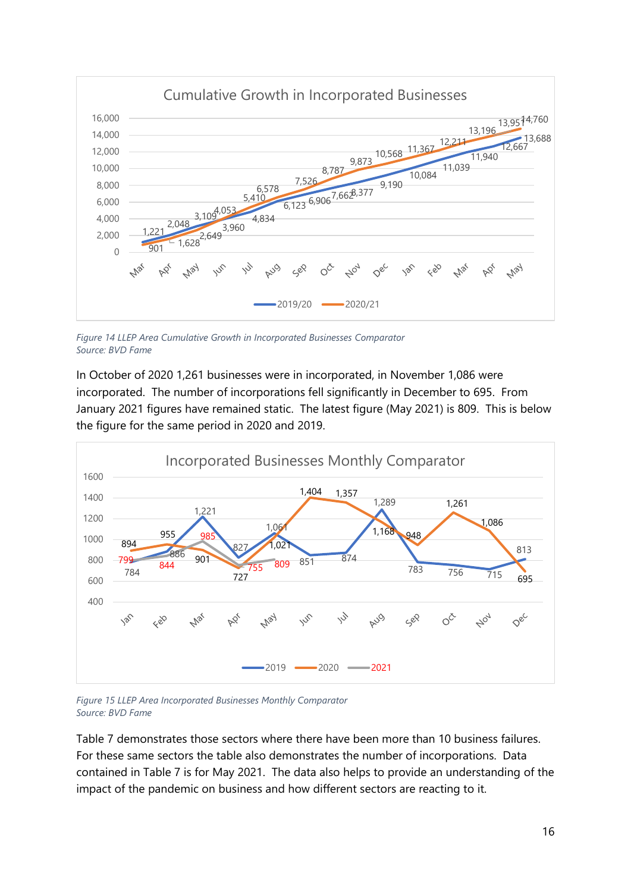Figure 14 LLEP Area Cumulative Growth in Incorporated Businesses Comparator
Source: BVD Fame

In October of 2020 1,261 businesses were in incorporated, in November 1,086 were incorporated. The number of incorporations fell significantly in December to 695. From January 2021 figures have remained static. The latest figure (May 2021) is 809. This is below the figure for the same period in 2020 and 2019.

Figure 15 LLEP Area Incorporated Businesses Monthly Comparator
Source: BVD Fame

Table 7 demonstrates those sectors where there have been more than 10 business failures. For these same sectors the table also demonstrates the number of incorporations. Data contained in Table 7 is for May 2021. The data also helps to provide an understanding of the impact of the pandemic on business and how different sectors are reacting to it.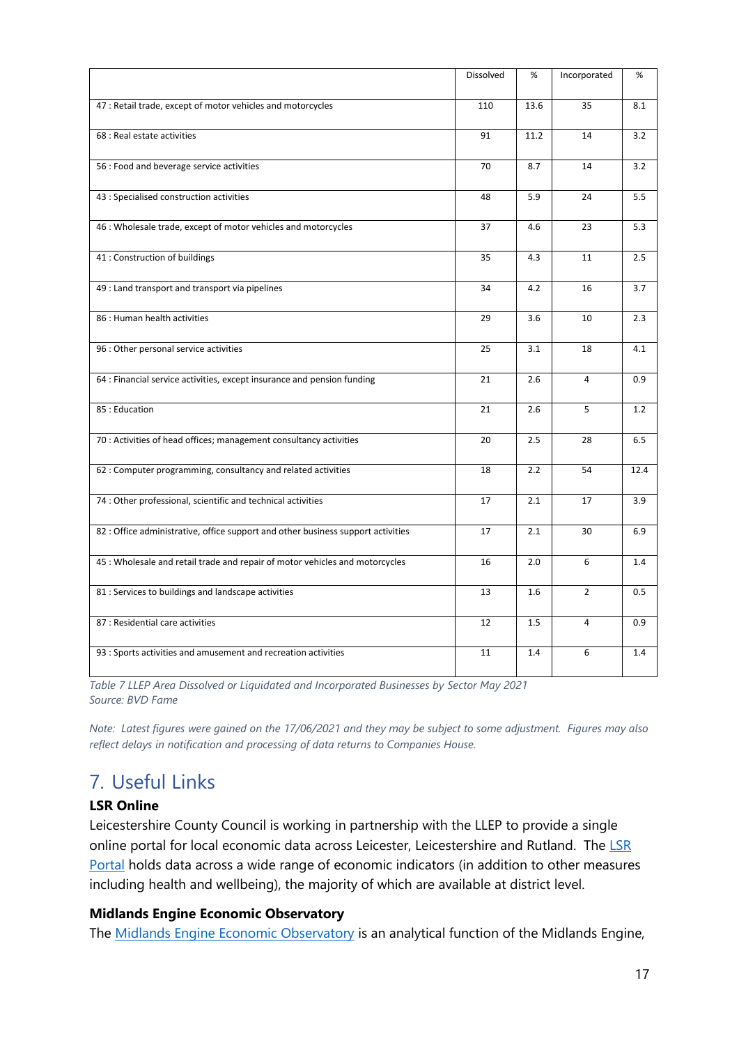| | Dissolved | % | Incorporated | % |
|---|---|---|---|---|
| 47 : Retail trade, except of motor vehicles and motorcycles | 110 | 13.6 | 35 | 8.1 |
| 68 : Real estate activities | 91 | 11.2 | 14 | 3.2 |
| 56 : Food and beverage service activities | 70 | 8.7 | 14 | 3.2 |
| 43 : Specialised construction activities | 48 | 5.9 | 24 | 5.5 |
| 46 : Wholesale trade, except of motor vehicles and motorcycles | 37 | 4.6 | 23 | 5.3 |
| 41 : Construction of buildings | 35 | 4.3 | 11 | 2.5 |
| 49 : Land transport and transport via pipelines | 34 | 4.2 | 16 | 3.7 |
| 86 : Human health activities | 29 | 3.6 | 10 | 2.3 |
| 96 : Other personal service activities | 25 | 3.1 | 18 | 4.1 |
| 64 : Financial service activities, except insurance and pension funding | 21 | 2.6 | 4 | 0.9 |
| 85 : Education | 21 | 2.6 | 5 | 1.2 |
| 70 : Activities of head offices; management consultancy activities | 20 | 2.5 | 28 | 6.5 |
| 62 : Computer programming, consultancy and related activities | 18 | 2.2 | 54 | 12.4 |
| 74 : Other professional, scientific and technical activities | 17 | 2.1 | 17 | 3.9 |
| 82 : Office administrative, office support and other business support activities | 17 | 2.1 | 30 | 6.9 |
| 45 : Wholesale and retail trade and repair of motor vehicles and motorcycles | 16 | 2.0 | 6 | 1.4 |
| 81 : Services to buildings and landscape activities | 13 | 1.6 | 2 | 0.5 |
| 87 : Residential care activities | 12 | 1.5 | 4 | 0.9 |
| 93 : Sports activities and amusement and recreation activities | 11 | 1.4 | 6 | 1.4 |

*Table 7 LLEP Area Dissolved or Liquidated and Incorporated Businesses by Sector May 2021*
*Source: BVD Fame*

*Note: Latest figures were gained on the 17/06/2021 and they may be subject to some adjustment. Figures may also reflect delays in notification and processing of data returns to Companies House.*

## 7. Useful Links

### LSR Online

Leicestershire County Council is working in partnership with the LLEP to provide a single online portal for local economic data across Leicester, Leicestershire and Rutland. The LSR Portal holds data across a wide range of economic indicators (in addition to other measures including health and wellbeing), the majority of which are available at district level.

### Midlands Engine Economic Observatory

The Midlands Engine Economic Observatory is an analytical function of the Midlands Engine,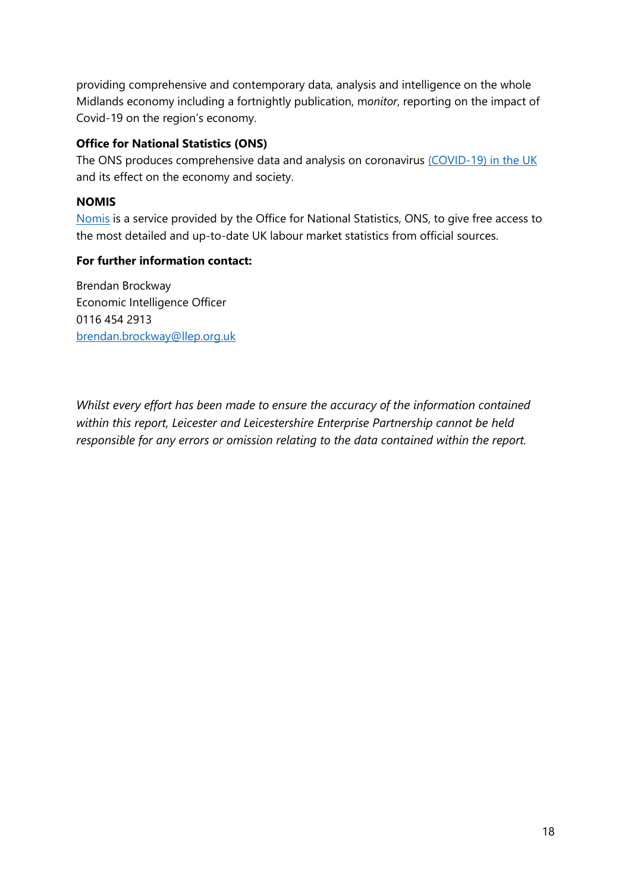providing comprehensive and contemporary data, analysis and intelligence on the whole Midlands economy including a fortnightly publication, m*onitor*, reporting on the impact of Covid-19 on the region's economy.

**Office for National Statistics (ONS)**

The ONS produces comprehensive data and analysis on coronavirus (COVID-19) in the UK and its effect on the economy and society.

**NOMIS**

Nomis is a service provided by the Office for National Statistics, ONS, to give free access to the most detailed and up-to-date UK labour market statistics from official sources.

**For further information contact:**

Brendan Brockway
Economic Intelligence Officer
0116 454 2913
brendan.brockway@llep.org.uk

*Whilst every effort has been made to ensure the accuracy of the information contained within this report, Leicester and Leicestershire Enterprise Partnership cannot be held responsible for any errors or omission relating to the data contained within the report.*